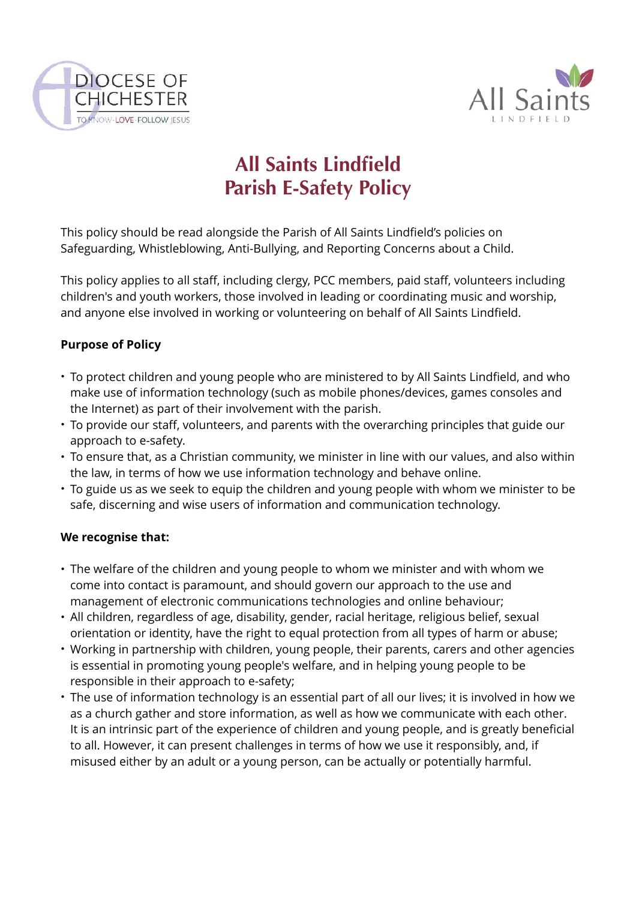# All Saints Lindfield
# Parish E-Safety Policy

This policy should be read alongside the Parish of All Saints Lindfield's policies on Safeguarding, Whistleblowing, Anti-Bullying, and Reporting Concerns about a Child.

This policy applies to all staff, including clergy, PCC members, paid staff, volunteers including children's and youth workers, those involved in leading or coordinating music and worship, and anyone else involved in working or volunteering on behalf of All Saints Lindfield.

**Purpose of Policy**

- To protect children and young people who are ministered to by All Saints Lindfield, and who make use of information technology (such as mobile phones/devices, games consoles and the Internet) as part of their involvement with the parish.
- To provide our staff, volunteers, and parents with the overarching principles that guide our approach to e-safety.
- To ensure that, as a Christian community, we minister in line with our values, and also within the law, in terms of how we use information technology and behave online.
- To guide us as we seek to equip the children and young people with whom we minister to be safe, discerning and wise users of information and communication technology.

**We recognise that:**

- The welfare of the children and young people to whom we minister and with whom we come into contact is paramount, and should govern our approach to the use and management of electronic communications technologies and online behaviour;
- All children, regardless of age, disability, gender, racial heritage, religious belief, sexual orientation or identity, have the right to equal protection from all types of harm or abuse;
- Working in partnership with children, young people, their parents, carers and other agencies is essential in promoting young people's welfare, and in helping young people to be responsible in their approach to e-safety;
- The use of information technology is an essential part of all our lives; it is involved in how we as a church gather and store information, as well as how we communicate with each other. It is an intrinsic part of the experience of children and young people, and is greatly beneficial to all. However, it can present challenges in terms of how we use it responsibly, and, if misused either by an adult or a young person, can be actually or potentially harmful.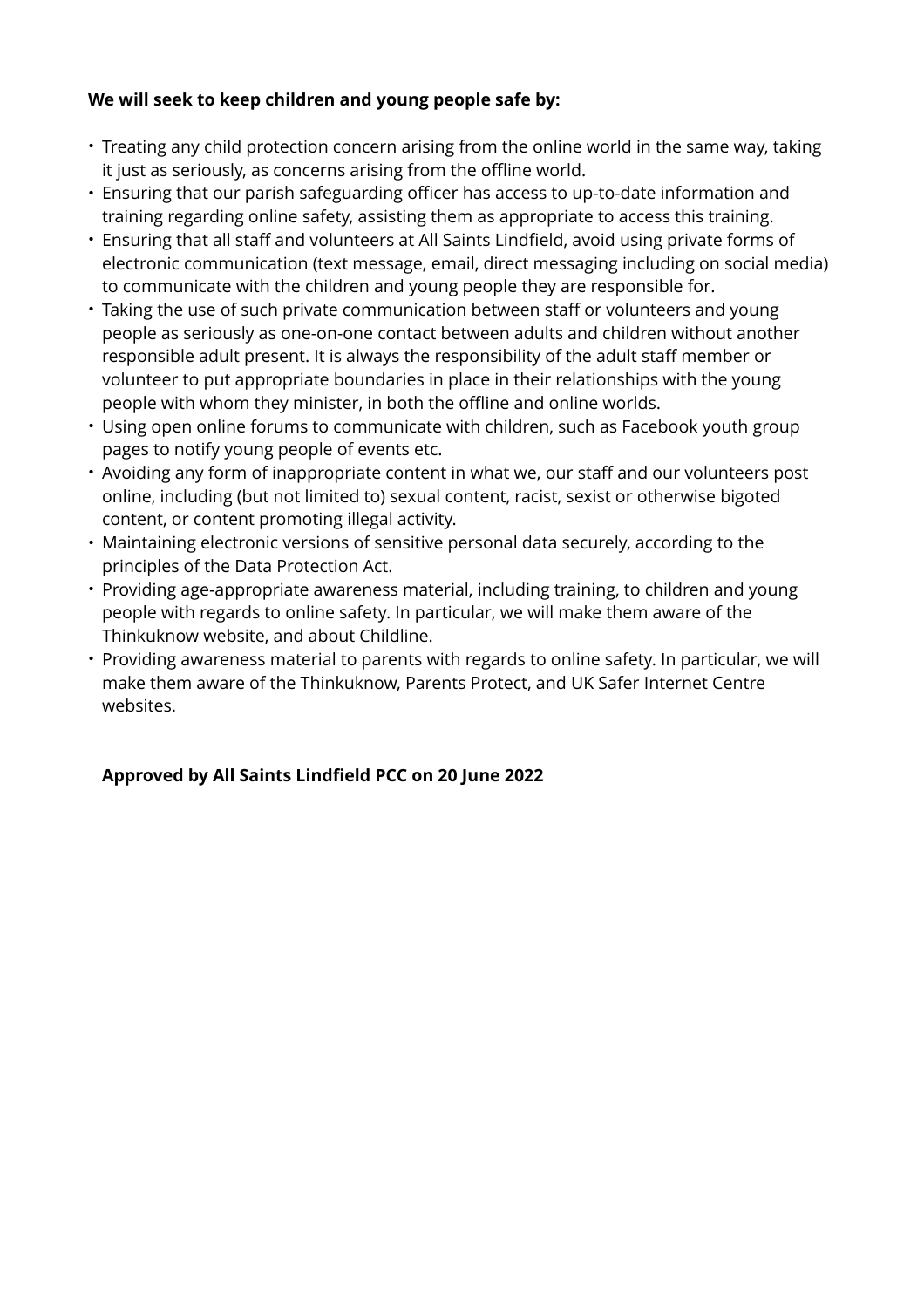**We will seek to keep children and young people safe by:**

- Treating any child protection concern arising from the online world in the same way, taking it just as seriously, as concerns arising from the offline world.
- Ensuring that our parish safeguarding officer has access to up-to-date information and training regarding online safety, assisting them as appropriate to access this training.
- Ensuring that all staff and volunteers at All Saints Lindfield, avoid using private forms of electronic communication (text message, email, direct messaging including on social media) to communicate with the children and young people they are responsible for.
- Taking the use of such private communication between staff or volunteers and young people as seriously as one-on-one contact between adults and children without another responsible adult present. It is always the responsibility of the adult staff member or volunteer to put appropriate boundaries in place in their relationships with the young people with whom they minister, in both the offline and online worlds.
- Using open online forums to communicate with children, such as Facebook youth group pages to notify young people of events etc.
- Avoiding any form of inappropriate content in what we, our staff and our volunteers post online, including (but not limited to) sexual content, racist, sexist or otherwise bigoted content, or content promoting illegal activity.
- Maintaining electronic versions of sensitive personal data securely, according to the principles of the Data Protection Act.
- Providing age-appropriate awareness material, including training, to children and young people with regards to online safety. In particular, we will make them aware of the Thinkuknow website, and about Childline.
- Providing awareness material to parents with regards to online safety. In particular, we will make them aware of the Thinkuknow, Parents Protect, and UK Safer Internet Centre websites.

**Approved by All Saints Lindfield PCC on 20 June 2022**